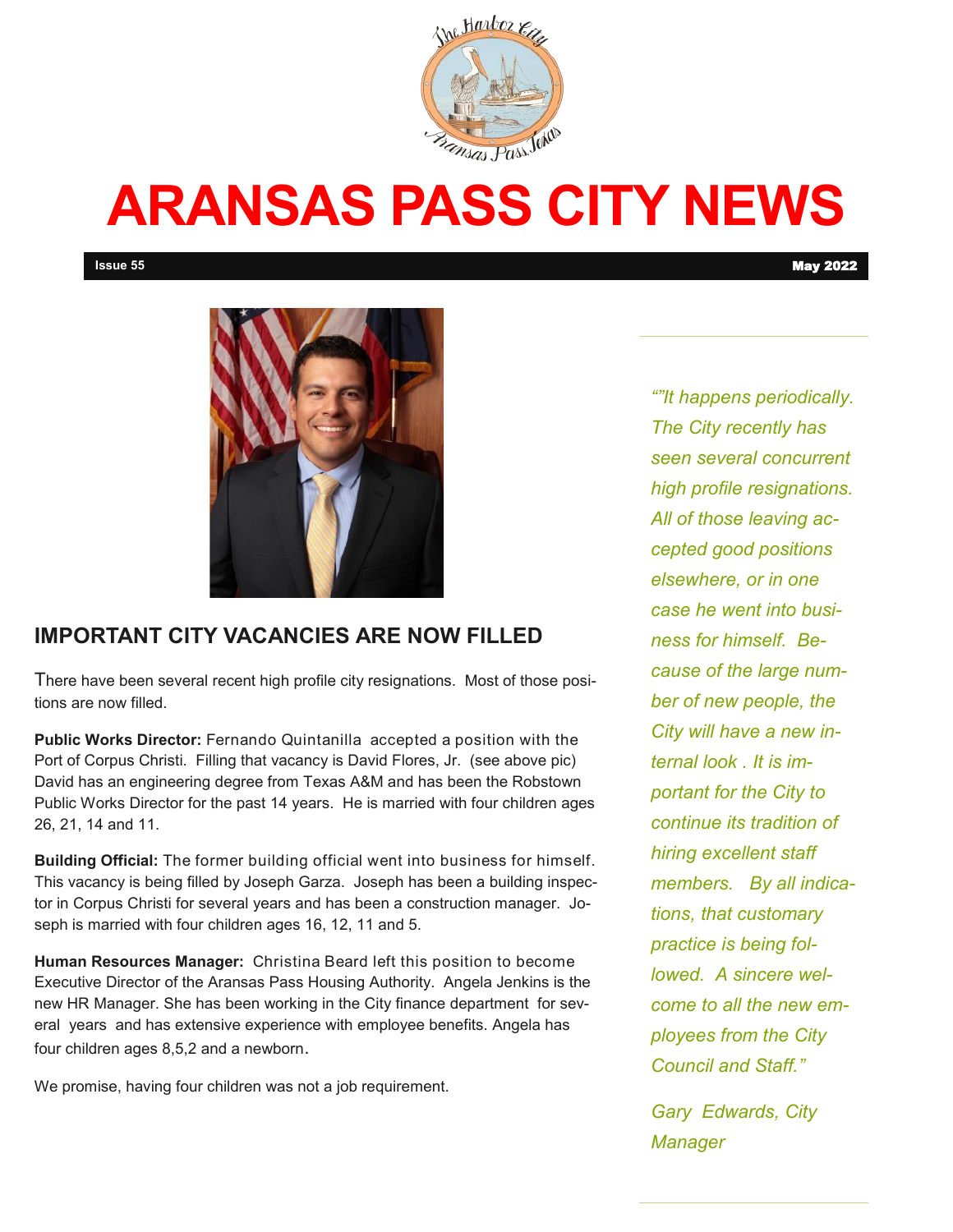# ARANSAS PASS CITY NEWS

**Issue 55** **May 2022**

## IMPORTANT CITY VACANCIES ARE NOW FILLED

There have been several recent high profile city resignations. Most of those positions are now filled.

**Public Works Director:** Fernando Quintanilla accepted a position with the Port of Corpus Christi. Filling that vacancy is David Flores, Jr. (see above pic) David has an engineering degree from Texas A&M and has been the Robstown Public Works Director for the past 14 years. He is married with four children ages 26, 21, 14 and 11.

**Building Official:** The former building official went into business for himself. This vacancy is being filled by Joseph Garza. Joseph has been a building inspector in Corpus Christi for several years and has been a construction manager. Joseph is married with four children ages 16, 12, 11 and 5.

**Human Resources Manager:** Christina Beard left this position to become Executive Director of the Aransas Pass Housing Authority. Angela Jenkins is the new HR Manager. She has been working in the City finance department for several years and has extensive experience with employee benefits. Angela has four children ages 8,5,2 and a newborn.

We promise, having four children was not a job requirement.

*""It happens periodically. The City recently has seen several concurrent high profile resignations. All of those leaving accepted good positions elsewhere, or in one case he went into business for himself. Because of the large number of new people, the City will have a new internal look . It is important for the City to continue its tradition of hiring excellent staff members. By all indications, that customary practice is being followed. A sincere welcome to all the new employees from the City Council and Staff."*

*Gary Edwards, City Manager*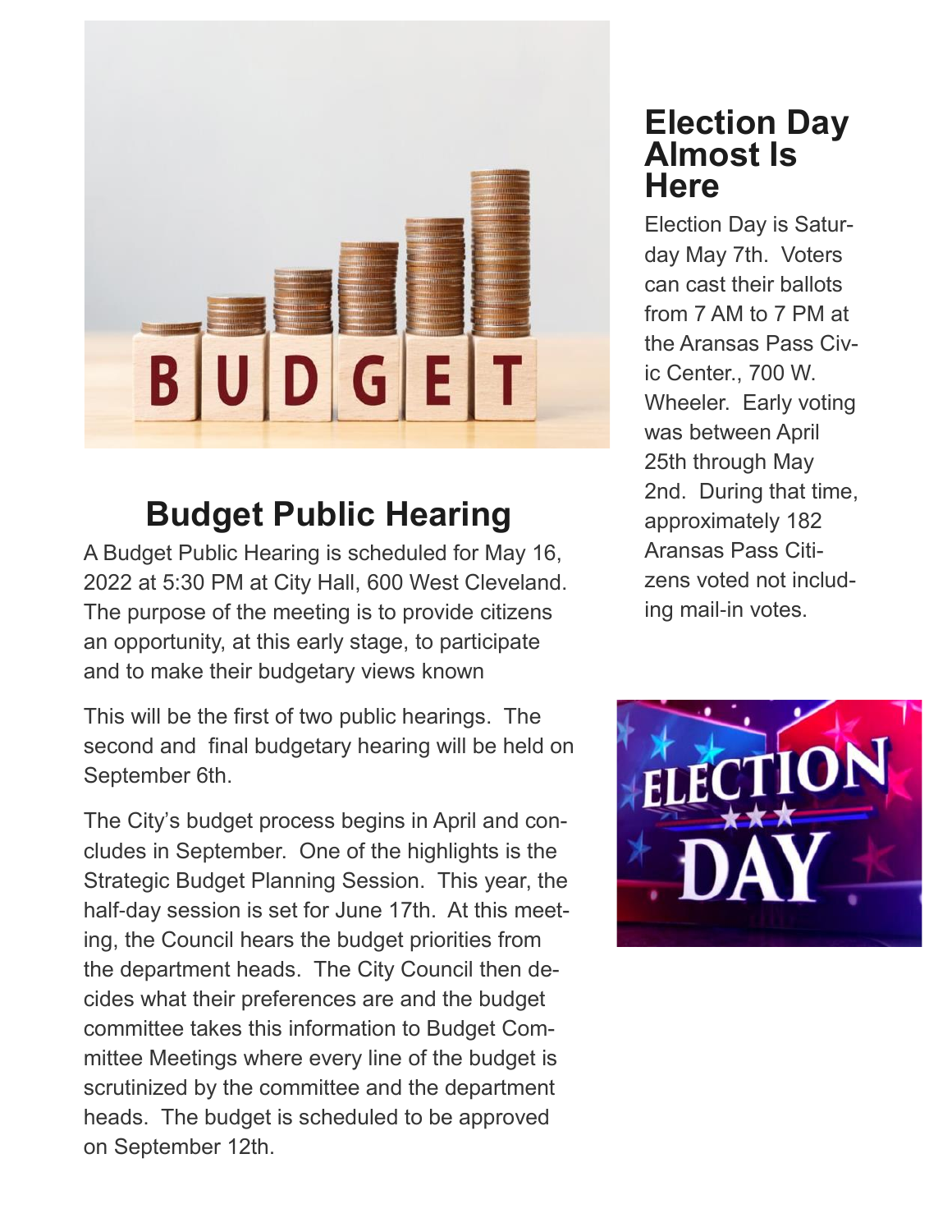## Budget Public Hearing

A Budget Public Hearing is scheduled for May 16, 2022 at 5:30 PM at City Hall, 600 West Cleveland. The purpose of the meeting is to provide citizens an opportunity, at this early stage, to participate and to make their budgetary views known

This will be the first of two public hearings. The second and final budgetary hearing will be held on September 6th.

The City's budget process begins in April and concludes in September. One of the highlights is the Strategic Budget Planning Session. This year, the half-day session is set for June 17th. At this meeting, the Council hears the budget priorities from the department heads. The City Council then decides what their preferences are and the budget committee takes this information to Budget Committee Meetings where every line of the budget is scrutinized by the committee and the department heads. The budget is scheduled to be approved on September 12th.

## Election Day Almost Is Here

Election Day is Saturday May 7th. Voters can cast their ballots from 7 AM to 7 PM at the Aransas Pass Civic Center., 700 W. Wheeler. Early voting was between April 25th through May 2nd. During that time, approximately 182 Aransas Pass Citizens voted not including mail-in votes.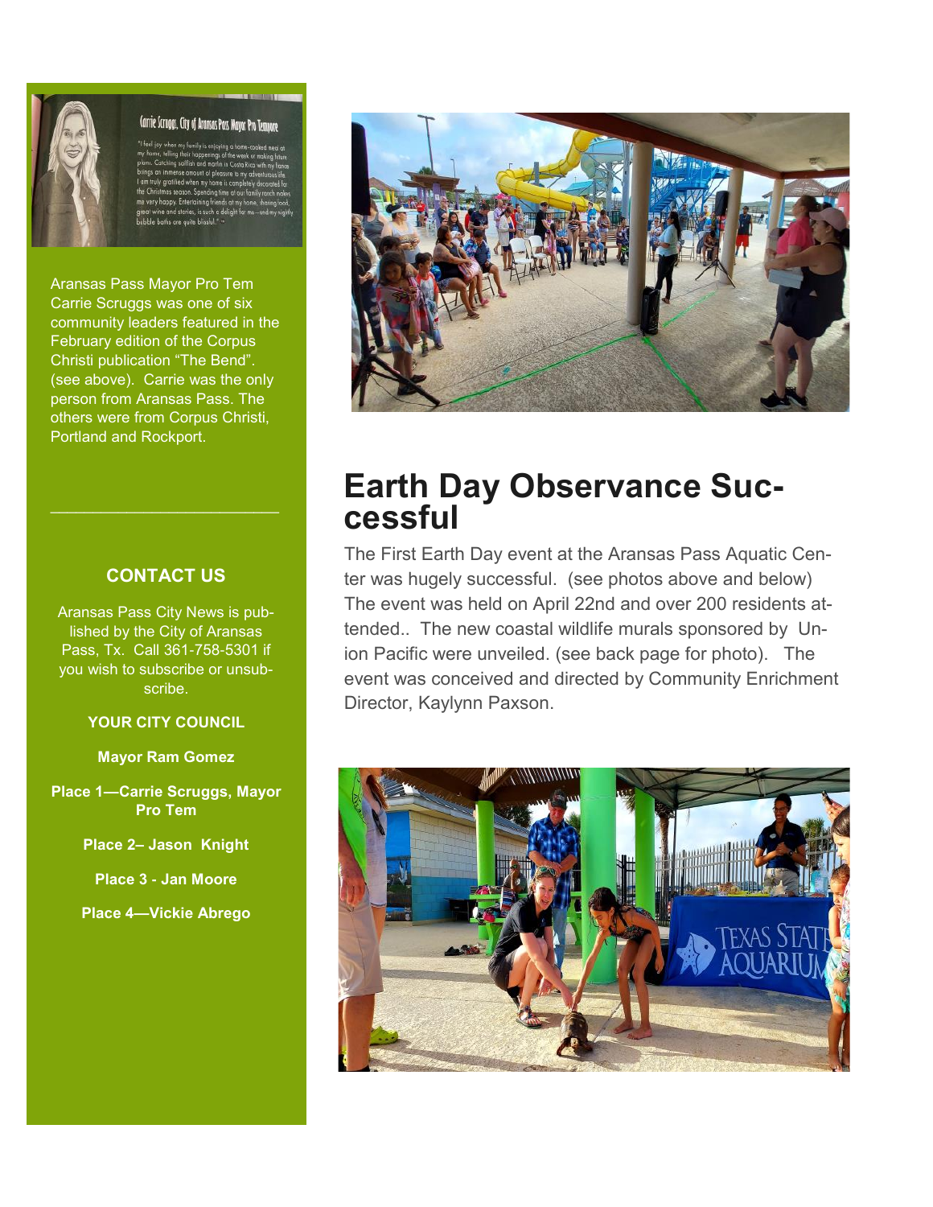Aransas Pass Mayor Pro Tem Carrie Scruggs was one of six community leaders featured in the February edition of the Corpus Christi publication "The Bend". (see above). Carrie was the only person from Aransas Pass. The others were from Corpus Christi, Portland and Rockport.

---

## CONTACT US

Aransas Pass City News is published by the City of Aransas Pass, Tx. Call 361-758-5301 if you wish to subscribe or unsubscribe.

**YOUR CITY COUNCIL**

**Mayor Ram Gomez**

**Place 1—Carrie Scruggs, Mayor Pro Tem**

**Place 2– Jason Knight**

**Place 3 - Jan Moore**

**Place 4—Vickie Abrego**

# Earth Day Observance Successful

The First Earth Day event at the Aransas Pass Aquatic Center was hugely successful. (see photos above and below) The event was held on April 22nd and over 200 residents attended.. The new coastal wildlife murals sponsored by Union Pacific were unveiled. (see back page for photo). The event was conceived and directed by Community Enrichment Director, Kaylynn Paxson.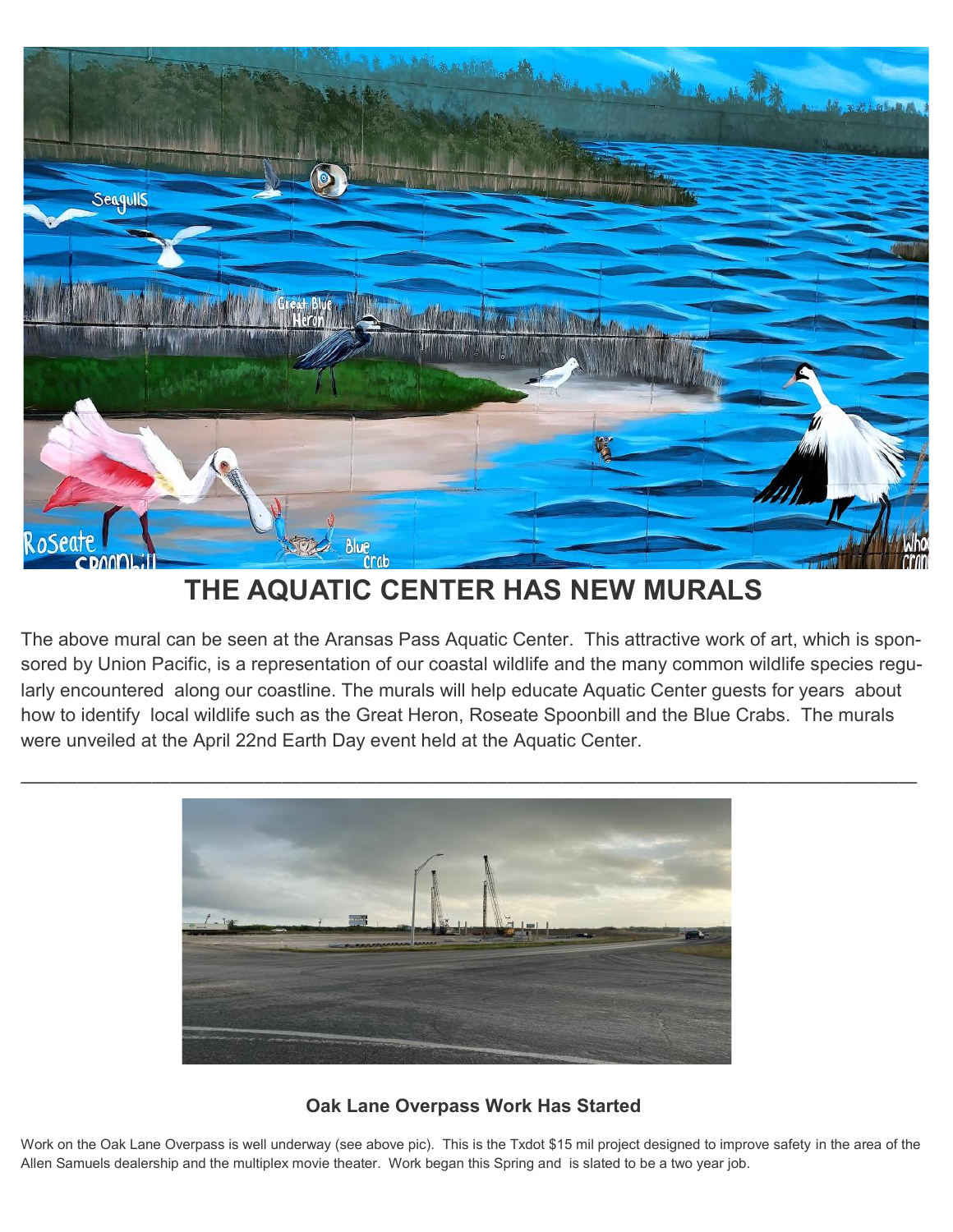## THE AQUATIC CENTER HAS NEW MURALS

The above mural can be seen at the Aransas Pass Aquatic Center. This attractive work of art, which is sponsored by Union Pacific, is a representation of our coastal wildlife and the many common wildlife species regularly encountered along our coastline. The murals will help educate Aquatic Center guests for years about how to identify local wildlife such as the Great Heron, Roseate Spoonbill and the Blue Crabs. The murals were unveiled at the April 22nd Earth Day event held at the Aquatic Center.

---

**Oak Lane Overpass Work Has Started**

Work on the Oak Lane Overpass is well underway (see above pic). This is the Txdot $15 mil project designed to improve safety in the area of the Allen Samuels dealership and the multiplex movie theater. Work began this Spring and is slated to be a two year job.